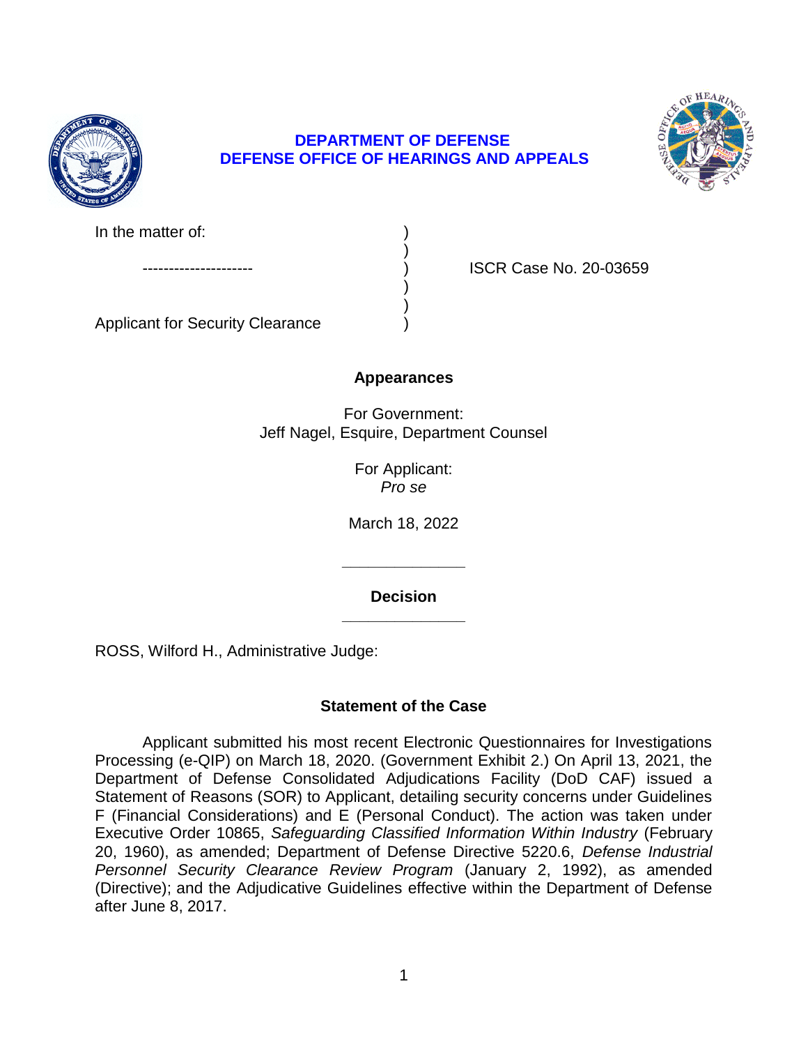**DEPARTMENT OF DEFENSE**
**DEFENSE OFFICE OF HEARINGS AND APPEALS**

| | | |
|---|---|---|
| In the matter of: | ) | |
| | ) | |
| --------------------- | ) | ISCR Case No. 20-03659 |
| | ) | |
| | ) | |
| Applicant for Security Clearance | ) | |

## Appearances

For Government:
Jeff Nagel, Esquire, Department Counsel

For Applicant:
*Pro se*

March 18, 2022

______________

## Decision

______________

ROSS, Wilford H., Administrative Judge:

## Statement of the Case

Applicant submitted his most recent Electronic Questionnaires for Investigations Processing (e-QIP) on March 18, 2020. (Government Exhibit 2.) On April 13, 2021, the Department of Defense Consolidated Adjudications Facility (DoD CAF) issued a Statement of Reasons (SOR) to Applicant, detailing security concerns under Guidelines F (Financial Considerations) and E (Personal Conduct). The action was taken under Executive Order 10865, *Safeguarding Classified Information Within Industry* (February 20, 1960), as amended; Department of Defense Directive 5220.6, *Defense Industrial Personnel Security Clearance Review Program* (January 2, 1992), as amended (Directive); and the Adjudicative Guidelines effective within the Department of Defense after June 8, 2017.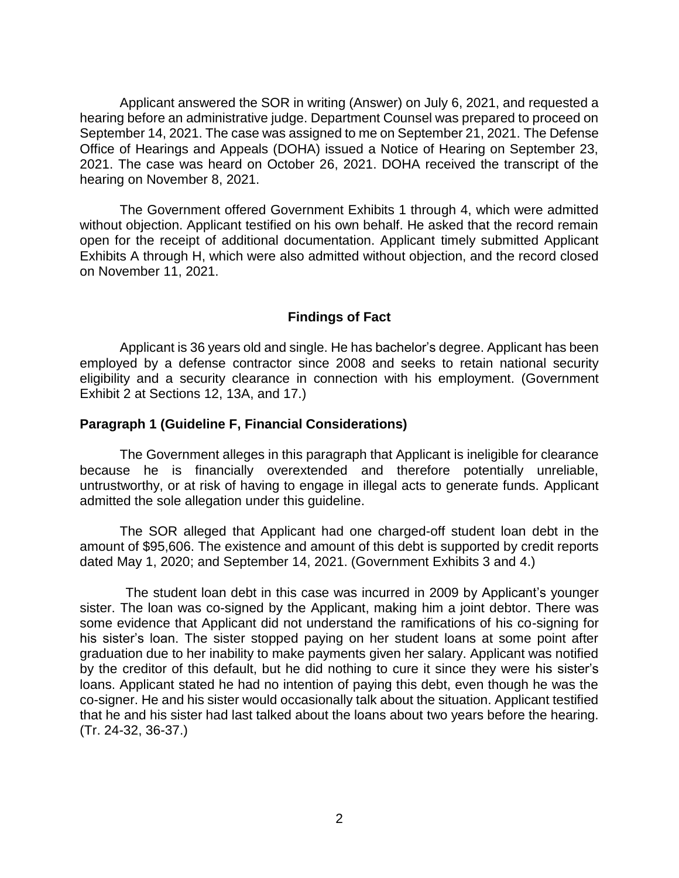Applicant answered the SOR in writing (Answer) on July 6, 2021, and requested a hearing before an administrative judge. Department Counsel was prepared to proceed on September 14, 2021. The case was assigned to me on September 21, 2021. The Defense Office of Hearings and Appeals (DOHA) issued a Notice of Hearing on September 23, 2021. The case was heard on October 26, 2021. DOHA received the transcript of the hearing on November 8, 2021.

The Government offered Government Exhibits 1 through 4, which were admitted without objection. Applicant testified on his own behalf. He asked that the record remain open for the receipt of additional documentation. Applicant timely submitted Applicant Exhibits A through H, which were also admitted without objection, and the record closed on November 11, 2021.

## Findings of Fact

Applicant is 36 years old and single. He has bachelor's degree. Applicant has been employed by a defense contractor since 2008 and seeks to retain national security eligibility and a security clearance in connection with his employment. (Government Exhibit 2 at Sections 12, 13A, and 17.)

### Paragraph 1 (Guideline F, Financial Considerations)

The Government alleges in this paragraph that Applicant is ineligible for clearance because he is financially overextended and therefore potentially unreliable, untrustworthy, or at risk of having to engage in illegal acts to generate funds. Applicant admitted the sole allegation under this guideline.

The SOR alleged that Applicant had one charged-off student loan debt in the amount of $95,606. The existence and amount of this debt is supported by credit reports dated May 1, 2020; and September 14, 2021. (Government Exhibits 3 and 4.)

The student loan debt in this case was incurred in 2009 by Applicant's younger sister. The loan was co-signed by the Applicant, making him a joint debtor. There was some evidence that Applicant did not understand the ramifications of his co-signing for his sister's loan. The sister stopped paying on her student loans at some point after graduation due to her inability to make payments given her salary. Applicant was notified by the creditor of this default, but he did nothing to cure it since they were his sister's loans. Applicant stated he had no intention of paying this debt, even though he was the co-signer. He and his sister would occasionally talk about the situation. Applicant testified that he and his sister had last talked about the loans about two years before the hearing. (Tr. 24-32, 36-37.)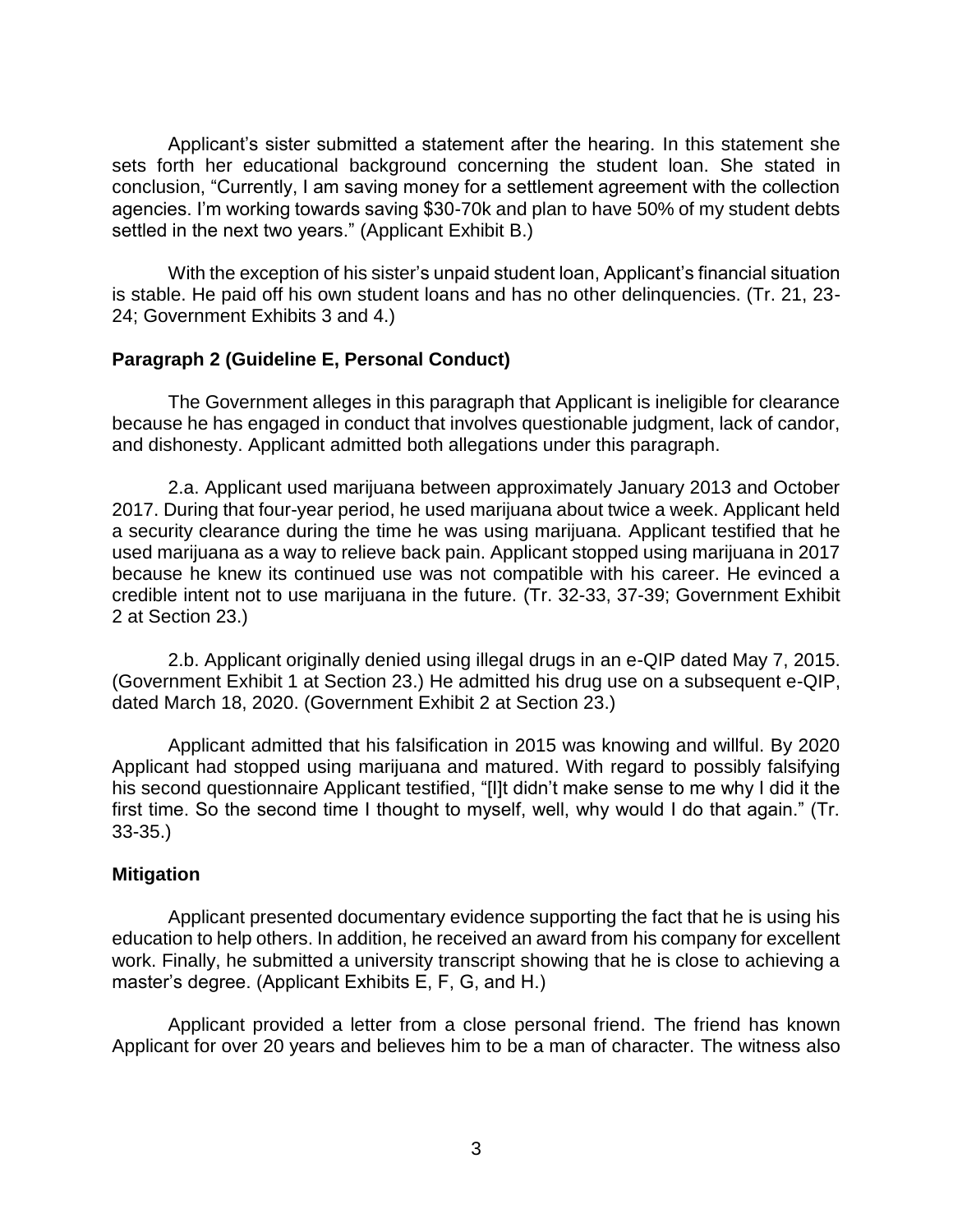Applicant's sister submitted a statement after the hearing. In this statement she sets forth her educational background concerning the student loan. She stated in conclusion, "Currently, I am saving money for a settlement agreement with the collection agencies. I'm working towards saving $30-70k and plan to have 50% of my student debts settled in the next two years." (Applicant Exhibit B.)

With the exception of his sister's unpaid student loan, Applicant's financial situation is stable. He paid off his own student loans and has no other delinquencies. (Tr. 21, 23-24; Government Exhibits 3 and 4.)

**Paragraph 2 (Guideline E, Personal Conduct)**

The Government alleges in this paragraph that Applicant is ineligible for clearance because he has engaged in conduct that involves questionable judgment, lack of candor, and dishonesty. Applicant admitted both allegations under this paragraph.

2.a. Applicant used marijuana between approximately January 2013 and October 2017. During that four-year period, he used marijuana about twice a week. Applicant held a security clearance during the time he was using marijuana. Applicant testified that he used marijuana as a way to relieve back pain. Applicant stopped using marijuana in 2017 because he knew its continued use was not compatible with his career. He evinced a credible intent not to use marijuana in the future. (Tr. 32-33, 37-39; Government Exhibit 2 at Section 23.)

2.b. Applicant originally denied using illegal drugs in an e-QIP dated May 7, 2015. (Government Exhibit 1 at Section 23.) He admitted his drug use on a subsequent e-QIP, dated March 18, 2020. (Government Exhibit 2 at Section 23.)

Applicant admitted that his falsification in 2015 was knowing and willful. By 2020 Applicant had stopped using marijuana and matured. With regard to possibly falsifying his second questionnaire Applicant testified, "[I]t didn't make sense to me why I did it the first time. So the second time I thought to myself, well, why would I do that again." (Tr. 33-35.)

**Mitigation**

Applicant presented documentary evidence supporting the fact that he is using his education to help others. In addition, he received an award from his company for excellent work. Finally, he submitted a university transcript showing that he is close to achieving a master's degree. (Applicant Exhibits E, F, G, and H.)

Applicant provided a letter from a close personal friend. The friend has known Applicant for over 20 years and believes him to be a man of character. The witness also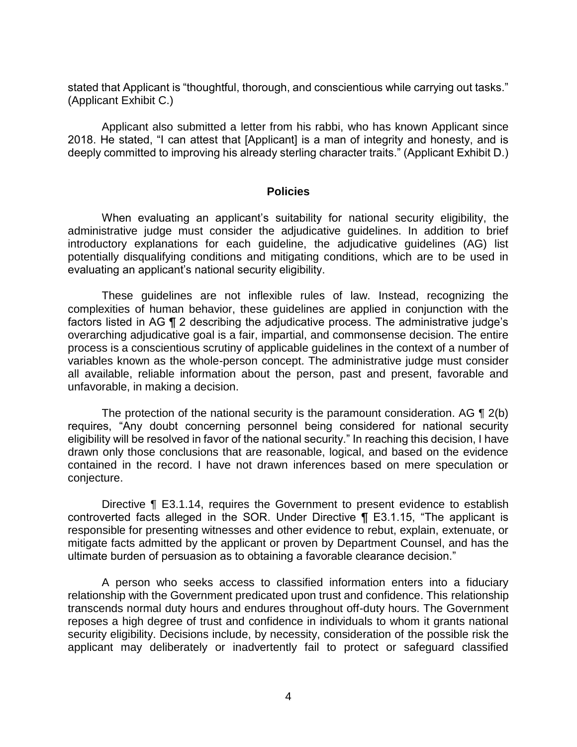stated that Applicant is "thoughtful, thorough, and conscientious while carrying out tasks." (Applicant Exhibit C.)

Applicant also submitted a letter from his rabbi, who has known Applicant since 2018. He stated, "I can attest that [Applicant] is a man of integrity and honesty, and is deeply committed to improving his already sterling character traits." (Applicant Exhibit D.)

## Policies

When evaluating an applicant's suitability for national security eligibility, the administrative judge must consider the adjudicative guidelines. In addition to brief introductory explanations for each guideline, the adjudicative guidelines (AG) list potentially disqualifying conditions and mitigating conditions, which are to be used in evaluating an applicant's national security eligibility.

These guidelines are not inflexible rules of law. Instead, recognizing the complexities of human behavior, these guidelines are applied in conjunction with the factors listed in AG ¶ 2 describing the adjudicative process. The administrative judge's overarching adjudicative goal is a fair, impartial, and commonsense decision. The entire process is a conscientious scrutiny of applicable guidelines in the context of a number of variables known as the whole-person concept. The administrative judge must consider all available, reliable information about the person, past and present, favorable and unfavorable, in making a decision.

The protection of the national security is the paramount consideration. AG ¶ 2(b) requires, "Any doubt concerning personnel being considered for national security eligibility will be resolved in favor of the national security." In reaching this decision, I have drawn only those conclusions that are reasonable, logical, and based on the evidence contained in the record. I have not drawn inferences based on mere speculation or conjecture.

Directive ¶ E3.1.14, requires the Government to present evidence to establish controverted facts alleged in the SOR. Under Directive ¶ E3.1.15, "The applicant is responsible for presenting witnesses and other evidence to rebut, explain, extenuate, or mitigate facts admitted by the applicant or proven by Department Counsel, and has the ultimate burden of persuasion as to obtaining a favorable clearance decision."

A person who seeks access to classified information enters into a fiduciary relationship with the Government predicated upon trust and confidence. This relationship transcends normal duty hours and endures throughout off-duty hours. The Government reposes a high degree of trust and confidence in individuals to whom it grants national security eligibility. Decisions include, by necessity, consideration of the possible risk the applicant may deliberately or inadvertently fail to protect or safeguard classified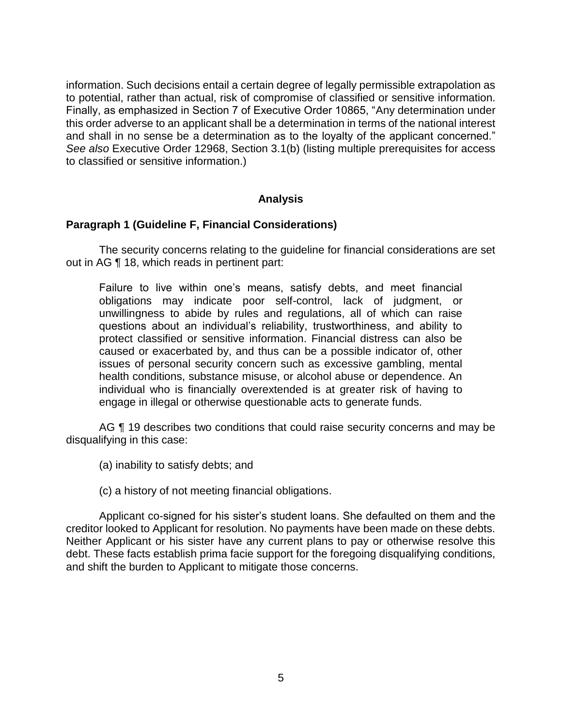information. Such decisions entail a certain degree of legally permissible extrapolation as to potential, rather than actual, risk of compromise of classified or sensitive information. Finally, as emphasized in Section 7 of Executive Order 10865, "Any determination under this order adverse to an applicant shall be a determination in terms of the national interest and shall in no sense be a determination as to the loyalty of the applicant concerned." *See also* Executive Order 12968, Section 3.1(b) (listing multiple prerequisites for access to classified or sensitive information.)

## Analysis

### Paragraph 1 (Guideline F, Financial Considerations)

The security concerns relating to the guideline for financial considerations are set out in AG ¶ 18, which reads in pertinent part:

> Failure to live within one's means, satisfy debts, and meet financial obligations may indicate poor self-control, lack of judgment, or unwillingness to abide by rules and regulations, all of which can raise questions about an individual's reliability, trustworthiness, and ability to protect classified or sensitive information. Financial distress can also be caused or exacerbated by, and thus can be a possible indicator of, other issues of personal security concern such as excessive gambling, mental health conditions, substance misuse, or alcohol abuse or dependence. An individual who is financially overextended is at greater risk of having to engage in illegal or otherwise questionable acts to generate funds.

AG ¶ 19 describes two conditions that could raise security concerns and may be disqualifying in this case:

(a) inability to satisfy debts; and

(c) a history of not meeting financial obligations.

Applicant co-signed for his sister's student loans. She defaulted on them and the creditor looked to Applicant for resolution. No payments have been made on these debts. Neither Applicant or his sister have any current plans to pay or otherwise resolve this debt. These facts establish prima facie support for the foregoing disqualifying conditions, and shift the burden to Applicant to mitigate those concerns.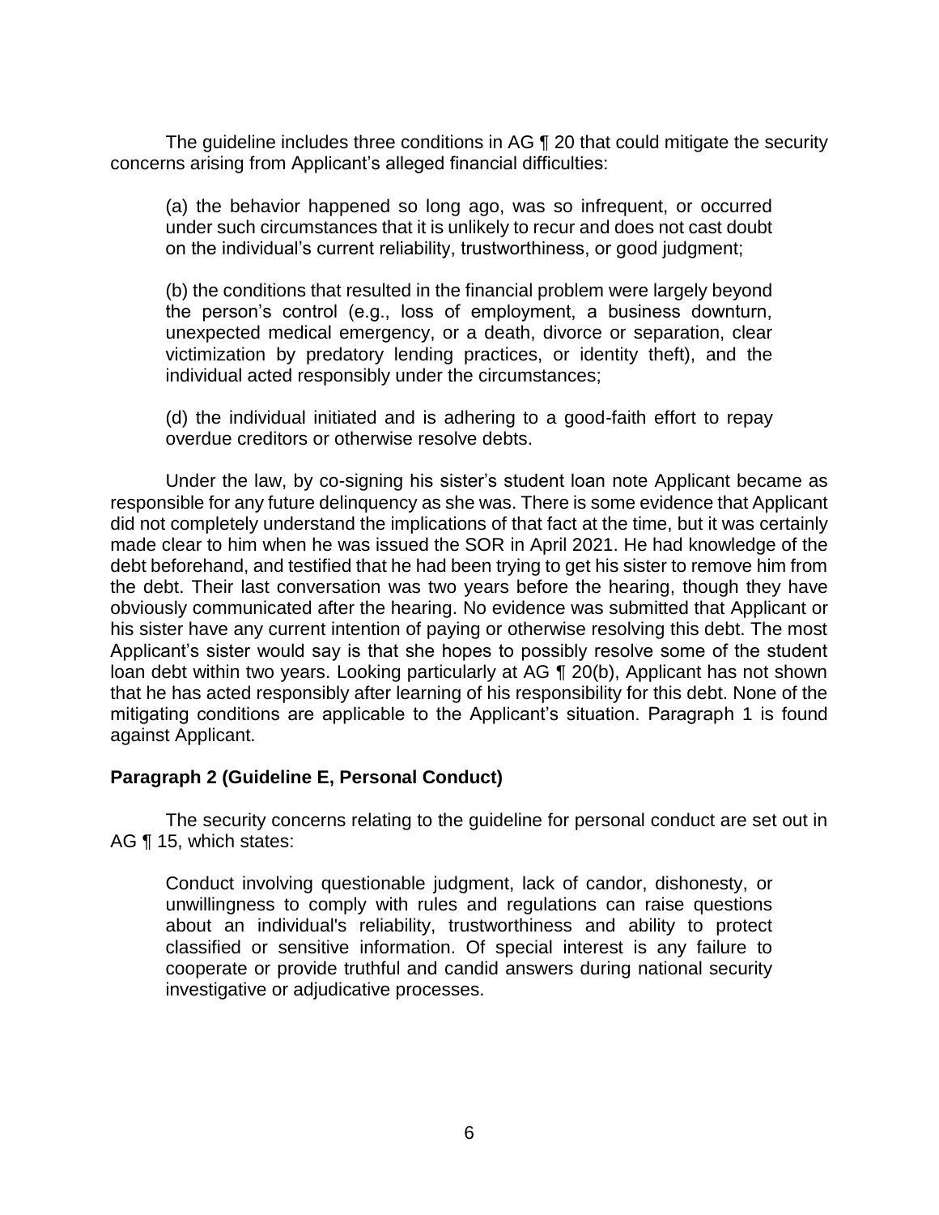The guideline includes three conditions in AG ¶ 20 that could mitigate the security concerns arising from Applicant's alleged financial difficulties:

> (a) the behavior happened so long ago, was so infrequent, or occurred under such circumstances that it is unlikely to recur and does not cast doubt on the individual's current reliability, trustworthiness, or good judgment;
>
> (b) the conditions that resulted in the financial problem were largely beyond the person's control (e.g., loss of employment, a business downturn, unexpected medical emergency, or a death, divorce or separation, clear victimization by predatory lending practices, or identity theft), and the individual acted responsibly under the circumstances;
>
> (d) the individual initiated and is adhering to a good-faith effort to repay overdue creditors or otherwise resolve debts.

Under the law, by co-signing his sister's student loan note Applicant became as responsible for any future delinquency as she was. There is some evidence that Applicant did not completely understand the implications of that fact at the time, but it was certainly made clear to him when he was issued the SOR in April 2021. He had knowledge of the debt beforehand, and testified that he had been trying to get his sister to remove him from the debt. Their last conversation was two years before the hearing, though they have obviously communicated after the hearing. No evidence was submitted that Applicant or his sister have any current intention of paying or otherwise resolving this debt. The most Applicant's sister would say is that she hopes to possibly resolve some of the student loan debt within two years. Looking particularly at AG ¶ 20(b), Applicant has not shown that he has acted responsibly after learning of his responsibility for this debt. None of the mitigating conditions are applicable to the Applicant's situation. Paragraph 1 is found against Applicant.

**Paragraph 2 (Guideline E, Personal Conduct)**

The security concerns relating to the guideline for personal conduct are set out in AG ¶ 15, which states:

> Conduct involving questionable judgment, lack of candor, dishonesty, or unwillingness to comply with rules and regulations can raise questions about an individual's reliability, trustworthiness and ability to protect classified or sensitive information. Of special interest is any failure to cooperate or provide truthful and candid answers during national security investigative or adjudicative processes.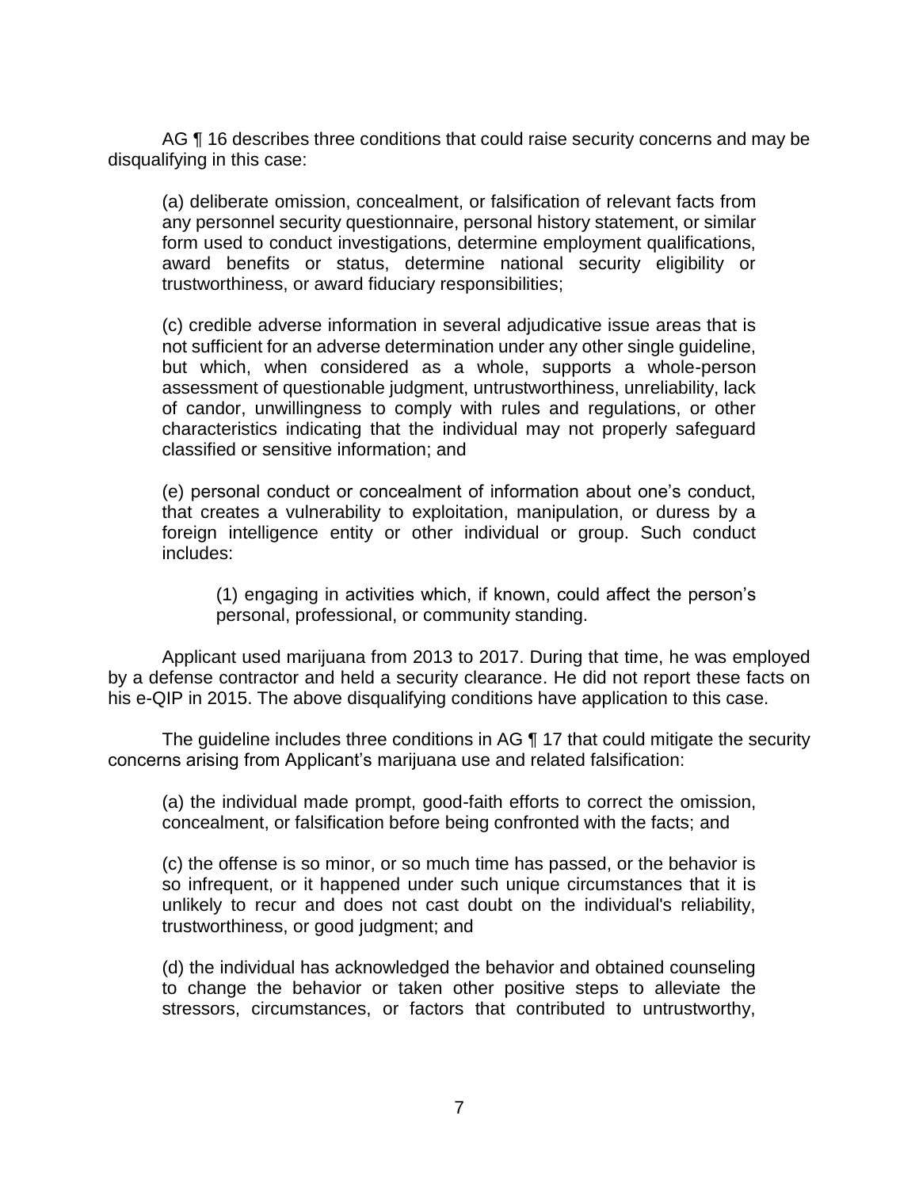AG ¶ 16 describes three conditions that could raise security concerns and may be disqualifying in this case:

> (a) deliberate omission, concealment, or falsification of relevant facts from any personnel security questionnaire, personal history statement, or similar form used to conduct investigations, determine employment qualifications, award benefits or status, determine national security eligibility or trustworthiness, or award fiduciary responsibilities;
>
> (c) credible adverse information in several adjudicative issue areas that is not sufficient for an adverse determination under any other single guideline, but which, when considered as a whole, supports a whole-person assessment of questionable judgment, untrustworthiness, unreliability, lack of candor, unwillingness to comply with rules and regulations, or other characteristics indicating that the individual may not properly safeguard classified or sensitive information; and
>
> (e) personal conduct or concealment of information about one's conduct, that creates a vulnerability to exploitation, manipulation, or duress by a foreign intelligence entity or other individual or group. Such conduct includes:
>
> > (1) engaging in activities which, if known, could affect the person's personal, professional, or community standing.

Applicant used marijuana from 2013 to 2017. During that time, he was employed by a defense contractor and held a security clearance. He did not report these facts on his e-QIP in 2015. The above disqualifying conditions have application to this case.

The guideline includes three conditions in AG ¶ 17 that could mitigate the security concerns arising from Applicant's marijuana use and related falsification:

> (a) the individual made prompt, good-faith efforts to correct the omission, concealment, or falsification before being confronted with the facts; and
>
> (c) the offense is so minor, or so much time has passed, or the behavior is so infrequent, or it happened under such unique circumstances that it is unlikely to recur and does not cast doubt on the individual's reliability, trustworthiness, or good judgment; and
>
> (d) the individual has acknowledged the behavior and obtained counseling to change the behavior or taken other positive steps to alleviate the stressors, circumstances, or factors that contributed to untrustworthy,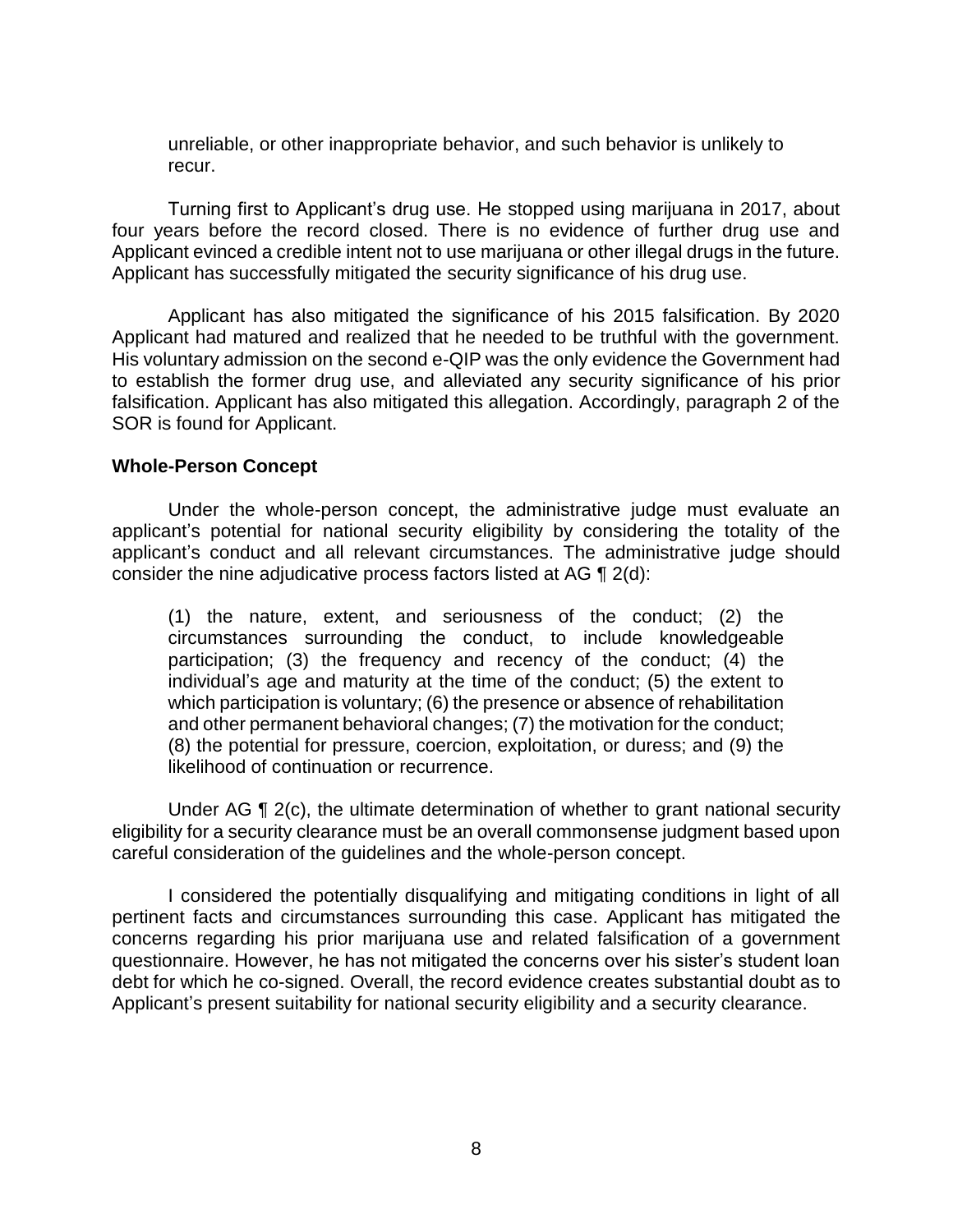unreliable, or other inappropriate behavior, and such behavior is unlikely to recur.

Turning first to Applicant's drug use. He stopped using marijuana in 2017, about four years before the record closed. There is no evidence of further drug use and Applicant evinced a credible intent not to use marijuana or other illegal drugs in the future. Applicant has successfully mitigated the security significance of his drug use.

Applicant has also mitigated the significance of his 2015 falsification. By 2020 Applicant had matured and realized that he needed to be truthful with the government. His voluntary admission on the second e-QIP was the only evidence the Government had to establish the former drug use, and alleviated any security significance of his prior falsification. Applicant has also mitigated this allegation. Accordingly, paragraph 2 of the SOR is found for Applicant.

**Whole-Person Concept**

Under the whole-person concept, the administrative judge must evaluate an applicant's potential for national security eligibility by considering the totality of the applicant's conduct and all relevant circumstances. The administrative judge should consider the nine adjudicative process factors listed at AG ¶ 2(d):

> (1) the nature, extent, and seriousness of the conduct; (2) the circumstances surrounding the conduct, to include knowledgeable participation; (3) the frequency and recency of the conduct; (4) the individual's age and maturity at the time of the conduct; (5) the extent to which participation is voluntary; (6) the presence or absence of rehabilitation and other permanent behavioral changes; (7) the motivation for the conduct; (8) the potential for pressure, coercion, exploitation, or duress; and (9) the likelihood of continuation or recurrence.

Under AG ¶ 2(c), the ultimate determination of whether to grant national security eligibility for a security clearance must be an overall commonsense judgment based upon careful consideration of the guidelines and the whole-person concept.

I considered the potentially disqualifying and mitigating conditions in light of all pertinent facts and circumstances surrounding this case. Applicant has mitigated the concerns regarding his prior marijuana use and related falsification of a government questionnaire. However, he has not mitigated the concerns over his sister's student loan debt for which he co-signed. Overall, the record evidence creates substantial doubt as to Applicant's present suitability for national security eligibility and a security clearance.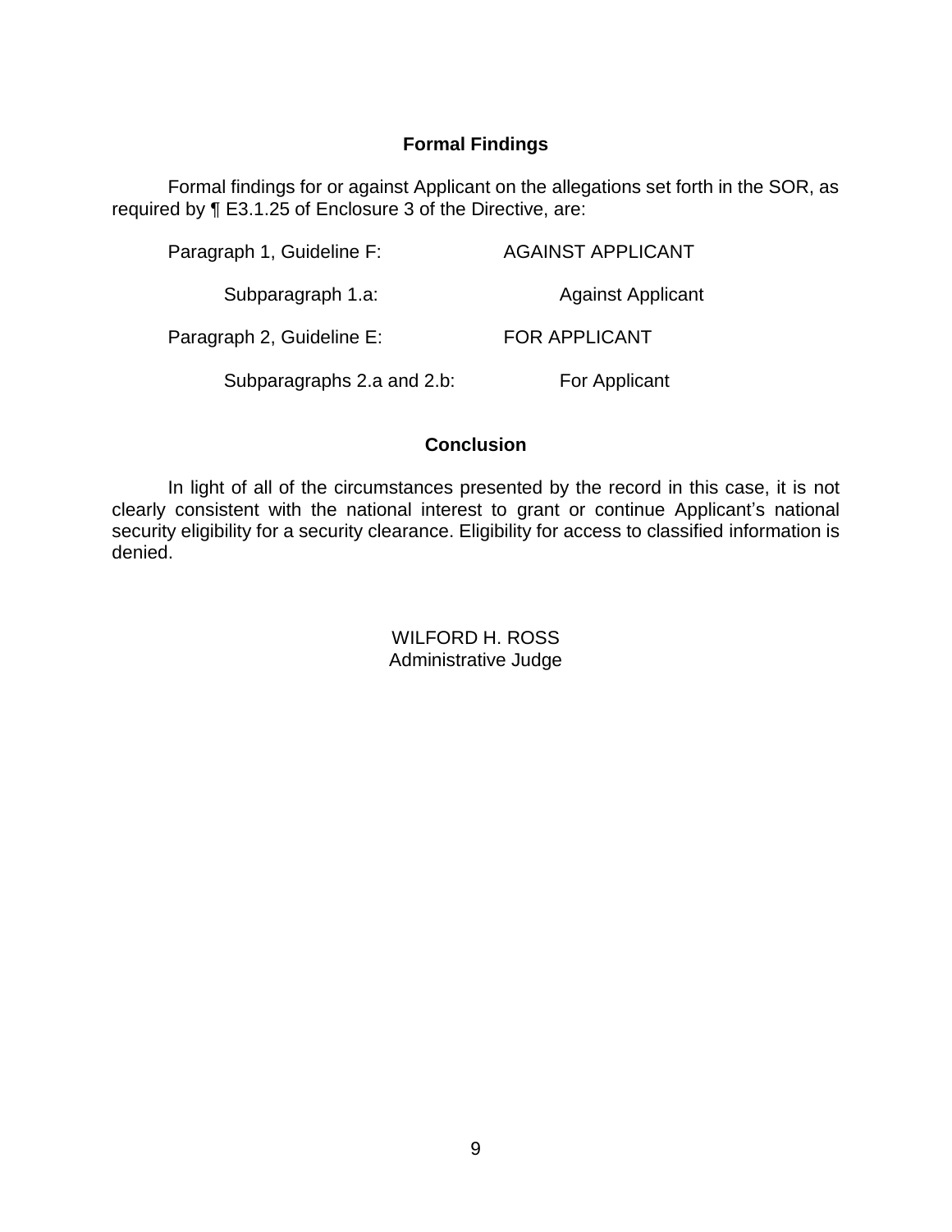## Formal Findings

Formal findings for or against Applicant on the allegations set forth in the SOR, as required by ¶ E3.1.25 of Enclosure 3 of the Directive, are:

| | |
|---|---|
| Paragraph 1, Guideline F: | AGAINST APPLICANT |
| Subparagraph 1.a: | Against Applicant |
| Paragraph 2, Guideline E: | FOR APPLICANT |
| Subparagraphs 2.a and 2.b: | For Applicant |

## Conclusion

In light of all of the circumstances presented by the record in this case, it is not clearly consistent with the national interest to grant or continue Applicant's national security eligibility for a security clearance. Eligibility for access to classified information is denied.

WILFORD H. ROSS
Administrative Judge